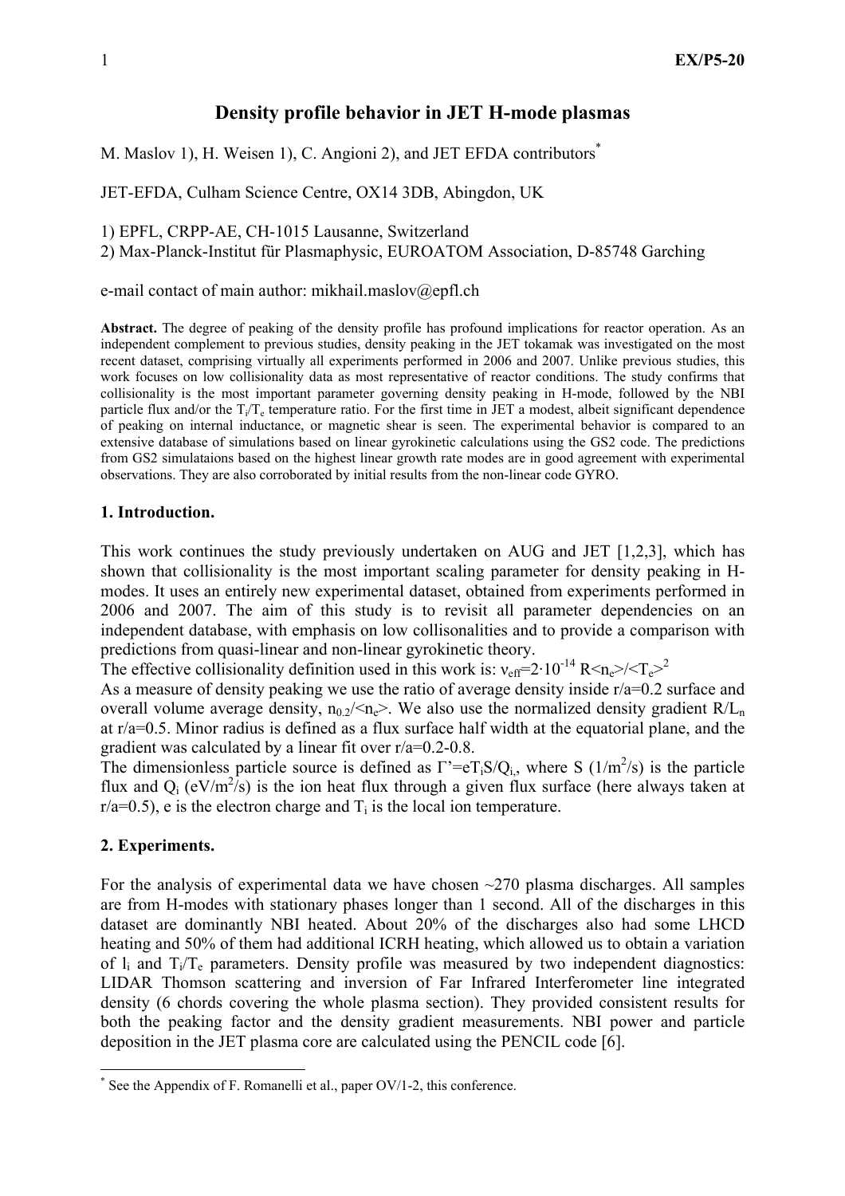# Density profile behavior in JET H-mode plasmas

M. Maslov 1), H. Weisen 1), C. Angioni 2), and JET EFDA contributors*

JET-EFDA, Culham Science Centre, OX14 3DB, Abingdon, UK

1) EPFL, CRPP-AE, CH-1015 Lausanne, Switzerland
2) Max-Planck-Institut für Plasmaphysic, EUROATOM Association, D-85748 Garching

e-mail contact of main author: mikhail.maslov@epfl.ch

**Abstract.** The degree of peaking of the density profile has profound implications for reactor operation. As an independent complement to previous studies, density peaking in the JET tokamak was investigated on the most recent dataset, comprising virtually all experiments performed in 2006 and 2007. Unlike previous studies, this work focuses on low collisionality data as most representative of reactor conditions. The study confirms that collisionality is the most important parameter governing density peaking in H-mode, followed by the NBI particle flux and/or the $T_i/T_e$ temperature ratio. For the first time in JET a modest, albeit significant dependence of peaking on internal inductance, or magnetic shear is seen. The experimental behavior is compared to an extensive database of simulations based on linear gyrokinetic calculations using the GS2 code. The predictions from GS2 simulataions based on the highest linear growth rate modes are in good agreement with experimental observations. They are also corroborated by initial results from the non-linear code GYRO.

## 1. Introduction.

This work continues the study previously undertaken on AUG and JET [1,2,3], which has shown that collisionality is the most important scaling parameter for density peaking in H-modes. It uses an entirely new experimental dataset, obtained from experiments performed in 2006 and 2007. The aim of this study is to revisit all parameter dependencies on an independent database, with emphasis on low collisonalities and to provide a comparison with predictions from quasi-linear and non-linear gyrokinetic theory.

The effective collisionality definition used in this work is: $\nu_{eff}=2\cdot10^{-14}\, R\langle n_e\rangle/\langle T_e\rangle^2$

As a measure of density peaking we use the ratio of average density inside r/a=0.2 surface and overall volume average density, $n_{0.2}/\langle n_e\rangle$. We also use the normalized density gradient $R/L_n$ at r/a=0.5. Minor radius is defined as a flux surface half width at the equatorial plane, and the gradient was calculated by a linear fit over r/a=0.2-0.8.

The dimensionless particle source is defined as $\Gamma'=eT_iS/Q_i$, where S ($1/m^2/s$) is the particle flux and $Q_i$ ($eV/m^2/s$) is the ion heat flux through a given flux surface (here always taken at r/a=0.5), e is the electron charge and $T_i$ is the local ion temperature.

## 2. Experiments.

For the analysis of experimental data we have chosen ~270 plasma discharges. All samples are from H-modes with stationary phases longer than 1 second. All of the discharges in this dataset are dominantly NBI heated. About 20% of the discharges also had some LHCD heating and 50% of them had additional ICRH heating, which allowed us to obtain a variation of $l_i$ and $T_i/T_e$ parameters. Density profile was measured by two independent diagnostics: LIDAR Thomson scattering and inversion of Far Infrared Interferometer line integrated density (6 chords covering the whole plasma section). They provided consistent results for both the peaking factor and the density gradient measurements. NBI power and particle deposition in the JET plasma core are calculated using the PENCIL code [6].

* See the Appendix of F. Romanelli et al., paper OV/1-2, this conference.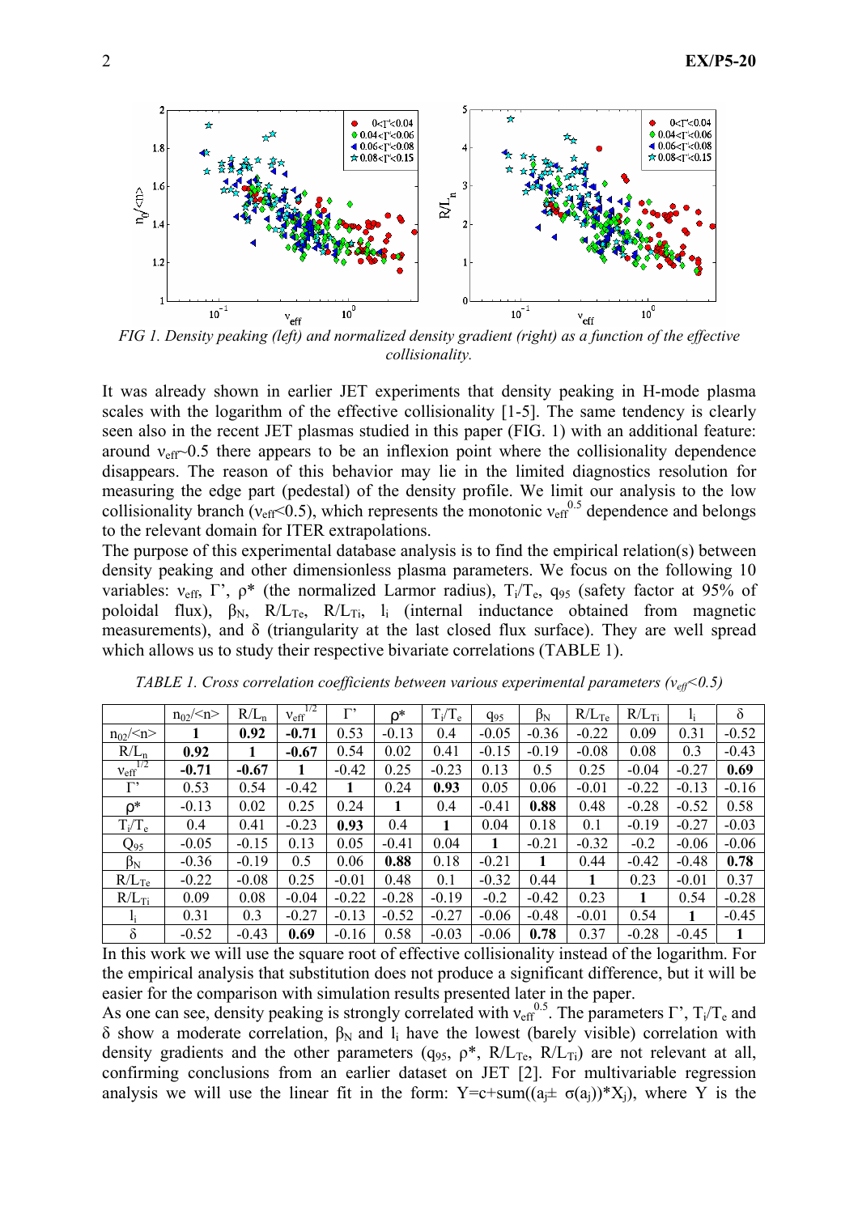FIG 1. *Density peaking (left) and normalized density gradient (right) as a function of the effective collisionality.*

It was already shown in earlier JET experiments that density peaking in H-mode plasma scales with the logarithm of the effective collisionality [1-5]. The same tendency is clearly seen also in the recent JET plasmas studied in this paper (FIG. 1) with an additional feature: around $\nu_{eff}$~0.5 there appears to be an inflexion point where the collisionality dependence disappears. The reason of this behavior may lie in the limited diagnostics resolution for measuring the edge part (pedestal) of the density profile. We limit our analysis to the low collisionality branch ($\nu_{eff}$<0.5), which represents the monotonic $\nu_{eff}^{0.5}$ dependence and belongs to the relevant domain for ITER extrapolations.

The purpose of this experimental database analysis is to find the empirical relation(s) between density peaking and other dimensionless plasma parameters. We focus on the following 10 variables: $\nu_{eff}$, Γ', ρ* (the normalized Larmor radius), $T_i/T_e$, $q_{95}$ (safety factor at 95% of poloidal flux), $\beta_N$, $R/L_{Te}$, $R/L_{Ti}$, $l_i$ (internal inductance obtained from magnetic measurements), and δ (triangularity at the last closed flux surface). They are well spread which allows us to study their respective bivariate correlations (TABLE 1).

*TABLE 1. Cross correlation coefficients between various experimental parameters ($\nu_{eff}$<0.5)*

| | $n_{02}/\langle n\rangle$ | $R/L_n$ | $\nu_{eff}^{1/2}$ | Γ' | ρ* | $T_i/T_e$ | $q_{95}$ | $\beta_N$ | $R/L_{Te}$ | $R/L_{Ti}$ | $l_i$ | δ |
|---|---|---|---|---|---|---|---|---|---|---|---|---|
| $n_{02}/\langle n\rangle$ | **1** | **0.92** | **-0.71** | 0.53 | -0.13 | 0.4 | -0.05 | -0.36 | -0.22 | 0.09 | 0.31 | -0.52 |
| $R/L_n$ | **0.92** | **1** | **-0.67** | 0.54 | 0.02 | 0.41 | -0.15 | -0.19 | -0.08 | 0.08 | 0.3 | -0.43 |
| $\nu_{eff}^{1/2}$ | **-0.71** | **-0.67** | **1** | -0.42 | 0.25 | -0.23 | 0.13 | 0.5 | 0.25 | -0.04 | -0.27 | **0.69** |
| Γ' | 0.53 | 0.54 | -0.42 | **1** | 0.24 | **0.93** | 0.05 | 0.06 | -0.01 | -0.22 | -0.13 | -0.16 |
| ρ* | -0.13 | 0.02 | 0.25 | 0.24 | **1** | 0.4 | -0.41 | **0.88** | 0.48 | -0.28 | -0.52 | 0.58 |
| $T_i/T_e$ | 0.4 | 0.41 | -0.23 | **0.93** | 0.4 | **1** | 0.04 | 0.18 | 0.1 | -0.19 | -0.27 | -0.03 |
| $Q_{95}$ | -0.05 | -0.15 | 0.13 | 0.05 | -0.41 | 0.04 | **1** | -0.21 | -0.32 | -0.2 | -0.06 | -0.06 |
| $\beta_N$ | -0.36 | -0.19 | 0.5 | 0.06 | **0.88** | 0.18 | -0.21 | **1** | 0.44 | -0.42 | -0.48 | **0.78** |
| $R/L_{Te}$ | -0.22 | -0.08 | 0.25 | -0.01 | 0.48 | 0.1 | -0.32 | 0.44 | **1** | 0.23 | -0.01 | 0.37 |
| $R/L_{Ti}$ | 0.09 | 0.08 | -0.04 | -0.22 | -0.28 | -0.19 | -0.2 | -0.42 | 0.23 | **1** | 0.54 | -0.28 |
| $l_i$ | 0.31 | 0.3 | -0.27 | -0.13 | -0.52 | -0.27 | -0.06 | -0.48 | -0.01 | 0.54 | **1** | -0.45 |
| δ | -0.52 | -0.43 | **0.69** | -0.16 | 0.58 | -0.03 | -0.06 | **0.78** | 0.37 | -0.28 | -0.45 | **1** |

In this work we will use the square root of effective collisionality instead of the logarithm. For the empirical analysis that substitution does not produce a significant difference, but it will be easier for the comparison with simulation results presented later in the paper.

As one can see, density peaking is strongly correlated with $\nu_{eff}^{0.5}$. The parameters Γ', $T_i/T_e$ and δ show a moderate correlation, $\beta_N$ and $l_i$ have the lowest (barely visible) correlation with density gradients and the other parameters ($q_{95}$, ρ*, $R/L_{Te}$, $R/L_{Ti}$) are not relevant at all, confirming conclusions from an earlier dataset on JET [2]. For multivariable regression analysis we will use the linear fit in the form: $Y=c+\text{sum}((a_j \pm \sigma(a_j))*X_j)$, where Y is the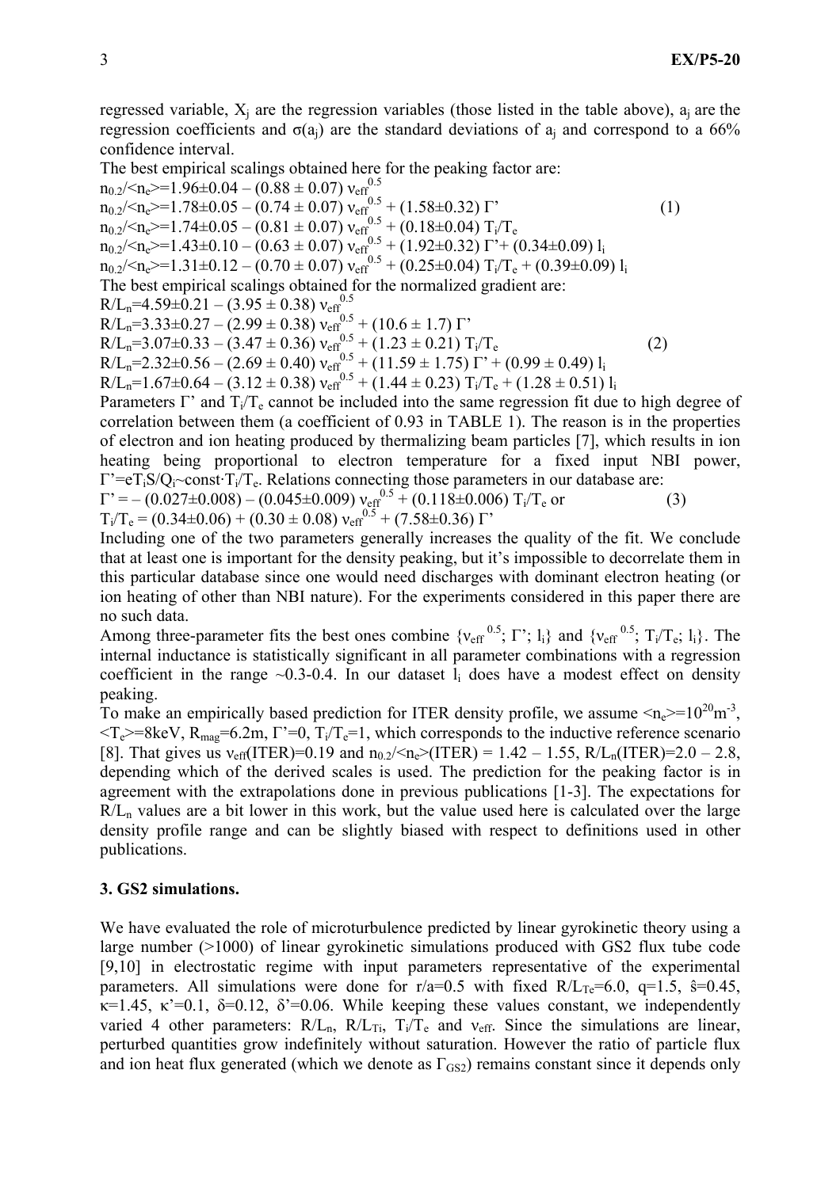regressed variable, $X_j$ are the regression variables (those listed in the table above), $a_j$ are the regression coefficients and $\sigma(a_j)$ are the standard deviations of $a_j$ and correspond to a 66% confidence interval.

The best empirical scalings obtained here for the peaking factor are:

$$
\begin{aligned}
n_{0.2}/\langle n_e\rangle &= 1.96\pm0.04 - (0.88 \pm 0.07)\, \nu_{eff}^{0.5} \\
n_{0.2}/\langle n_e\rangle &= 1.78\pm0.05 - (0.74 \pm 0.07)\, \nu_{eff}^{0.5} + (1.58\pm0.32)\, \Gamma' \\
n_{0.2}/\langle n_e\rangle &= 1.74\pm0.05 - (0.81 \pm 0.07)\, \nu_{eff}^{0.5} + (0.18\pm0.04)\, T_i/T_e \\
n_{0.2}/\langle n_e\rangle &= 1.43\pm0.10 - (0.63 \pm 0.07)\, \nu_{eff}^{0.5} + (1.92\pm0.32)\, \Gamma' + (0.34\pm0.09)\, l_i \\
n_{0.2}/\langle n_e\rangle &= 1.31\pm0.12 - (0.70 \pm 0.07)\, \nu_{eff}^{0.5} + (0.25\pm0.04)\, T_i/T_e + (0.39\pm0.09)\, l_i
\end{aligned}
\tag{1}
$$

The best empirical scalings obtained for the normalized gradient are:

$$
\begin{aligned}
R/L_n &= 4.59\pm0.21 - (3.95 \pm 0.38)\, \nu_{eff}^{0.5} \\
R/L_n &= 3.33\pm0.27 - (2.99 \pm 0.38)\, \nu_{eff}^{0.5} + (10.6 \pm 1.7)\, \Gamma' \\
R/L_n &= 3.07\pm0.33 - (3.47 \pm 0.36)\, \nu_{eff}^{0.5} + (1.23 \pm 0.21)\, T_i/T_e \\
R/L_n &= 2.32\pm0.56 - (2.69 \pm 0.40)\, \nu_{eff}^{0.5} + (11.59 \pm 1.75)\, \Gamma' + (0.99 \pm 0.49)\, l_i \\
R/L_n &= 1.67\pm0.64 - (3.12 \pm 0.38)\, \nu_{eff}^{0.5} + (1.44 \pm 0.23)\, T_i/T_e + (1.28 \pm 0.51)\, l_i
\end{aligned}
\tag{2}
$$

Parameters $\Gamma'$ and $T_i/T_e$ cannot be included into the same regression fit due to high degree of correlation between them (a coefficient of 0.93 in TABLE 1). The reason is in the properties of electron and ion heating produced by thermalizing beam particles [7], which results in ion heating being proportional to electron temperature for a fixed input NBI power, $\Gamma' = eT_iS/Q_i \sim \text{const}\cdot T_i/T_e$. Relations connecting those parameters in our database are:

$$
\begin{aligned}
\Gamma' &= -(0.027\pm0.008) - (0.045\pm0.009)\, \nu_{eff}^{0.5} + (0.118\pm0.006)\, T_i/T_e \text{ or} \\
T_i/T_e &= (0.34\pm0.06) + (0.30 \pm 0.08)\, \nu_{eff}^{0.5} + (7.58\pm0.36)\, \Gamma'
\end{aligned}
\tag{3}
$$

Including one of the two parameters generally increases the quality of the fit. We conclude that at least one is important for the density peaking, but it's impossible to decorrelate them in this particular database since one would need discharges with dominant electron heating (or ion heating of other than NBI nature). For the experiments considered in this paper there are no such data.

Among three-parameter fits the best ones combine $\{\nu_{eff}^{0.5};\ \Gamma';\ l_i\}$ and $\{\nu_{eff}^{0.5};\ T_i/T_e;\ l_i\}$. The internal inductance is statistically significant in all parameter combinations with a regression coefficient in the range ~0.3-0.4. In our dataset $l_i$ does have a modest effect on density peaking.

To make an empirically based prediction for ITER density profile, we assume $\langle n_e\rangle = 10^{20}\text{m}^{-3}$, $\langle T_e\rangle = 8\text{keV}$, $R_{mag} = 6.2\text{m}$, $\Gamma' = 0$, $T_i/T_e = 1$, which corresponds to the inductive reference scenario [8]. That gives us $\nu_{eff}(\text{ITER}) = 0.19$ and $n_{0.2}/\langle n_e\rangle(\text{ITER}) = 1.42 - 1.55$, $R/L_n(\text{ITER}) = 2.0 - 2.8$, depending which of the derived scales is used. The prediction for the peaking factor is in agreement with the extrapolations done in previous publications [1-3]. The expectations for $R/L_n$ values are a bit lower in this work, but the value used here is calculated over the large density profile range and can be slightly biased with respect to definitions used in other publications.

## 3. GS2 simulations.

We have evaluated the role of microturbulence predicted by linear gyrokinetic theory using a large number (>1000) of linear gyrokinetic simulations produced with GS2 flux tube code [9,10] in electrostatic regime with input parameters representative of the experimental parameters. All simulations were done for $r/a=0.5$ with fixed $R/L_{Te}=6.0$, $q=1.5$, $\hat{s}=0.45$, $\kappa=1.45$, $\kappa'=0.1$, $\delta=0.12$, $\delta'=0.06$. While keeping these values constant, we independently varied 4 other parameters: $R/L_n$, $R/L_{Ti}$, $T_i/T_e$ and $\nu_{eff}$. Since the simulations are linear, perturbed quantities grow indefinitely without saturation. However the ratio of particle flux and ion heat flux generated (which we denote as $\Gamma_{GS2}$) remains constant since it depends only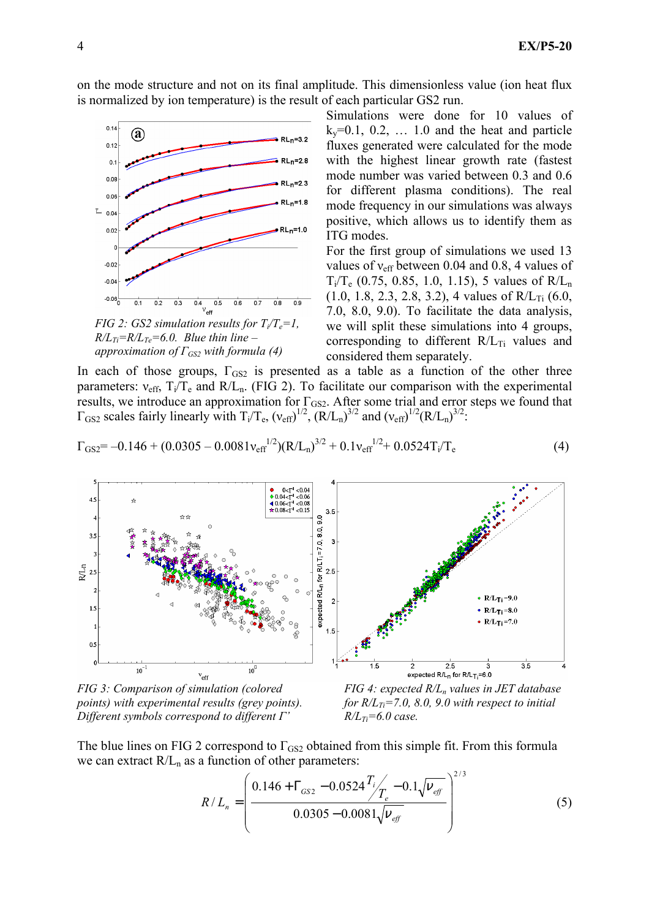on the mode structure and not on its final amplitude. This dimensionless value (ion heat flux is normalized by ion temperature) is the result of each particular GS2 run.

*FIG 2: GS2 simulation results for $T_i/T_e=1$, $R/L_{Ti}=R/L_{Te}=6.0$. Blue thin line – approximation of $\Gamma_{GS2}$ with formula (4)*

Simulations were done for 10 values of $k_y=0.1, 0.2, \ldots 1.0$ and the heat and particle fluxes generated were calculated for the mode with the highest linear growth rate (fastest mode number was varied between 0.3 and 0.6 for different plasma conditions). The real mode frequency in our simulations was always positive, which allows us to identify them as ITG modes.

For the first group of simulations we used 13 values of $\nu_{eff}$ between 0.04 and 0.8, 4 values of $T_i/T_e$ (0.75, 0.85, 1.0, 1.15), 5 values of $R/L_n$ (1.0, 1.8, 2.3, 2.8, 3.2), 4 values of $R/L_{Ti}$ (6.0, 7.0, 8.0, 9.0). To facilitate the data analysis, we will split these simulations into 4 groups, corresponding to different $R/L_{Ti}$ values and considered them separately.

In each of those groups, $\Gamma_{GS2}$ is presented as a table as a function of the other three parameters: $\nu_{eff}$, $T_i/T_e$ and $R/L_n$. (FIG 2). To facilitate our comparison with the experimental results, we introduce an approximation for $\Gamma_{GS2}$. After some trial and error steps we found that $\Gamma_{GS2}$ scales fairly linearly with $T_i/T_e$, $(\nu_{eff})^{1/2}$, $(R/L_n)^{3/2}$ and $(\nu_{eff})^{1/2}(R/L_n)^{3/2}$:

$$\Gamma_{GS2} = -0.146 + (0.0305 - 0.0081\nu_{eff}^{1/2})(R/L_n)^{3/2} + 0.1\nu_{eff}^{1/2} + 0.0524T_i/T_e \quad (4)$$

*FIG 3: Comparison of simulation (colored points) with experimental results (grey points). Different symbols correspond to different Γ'*

*FIG 4: expected $R/L_n$ values in JET database for $R/L_{Ti}$=7.0, 8.0, 9.0 with respect to initial $R/L_{Ti}$=6.0 case.*

The blue lines on FIG 2 correspond to $\Gamma_{GS2}$ obtained from this simple fit. From this formula we can extract $R/L_n$ as a function of other parameters:

$$R/L_n = \left( \frac{0.146 + \Gamma_{GS2} - 0.0524\, T_i/T_e - 0.1\sqrt{\nu_{eff}}}{0.0305 - 0.0081\sqrt{\nu_{eff}}} \right)^{2/3} \quad (5)$$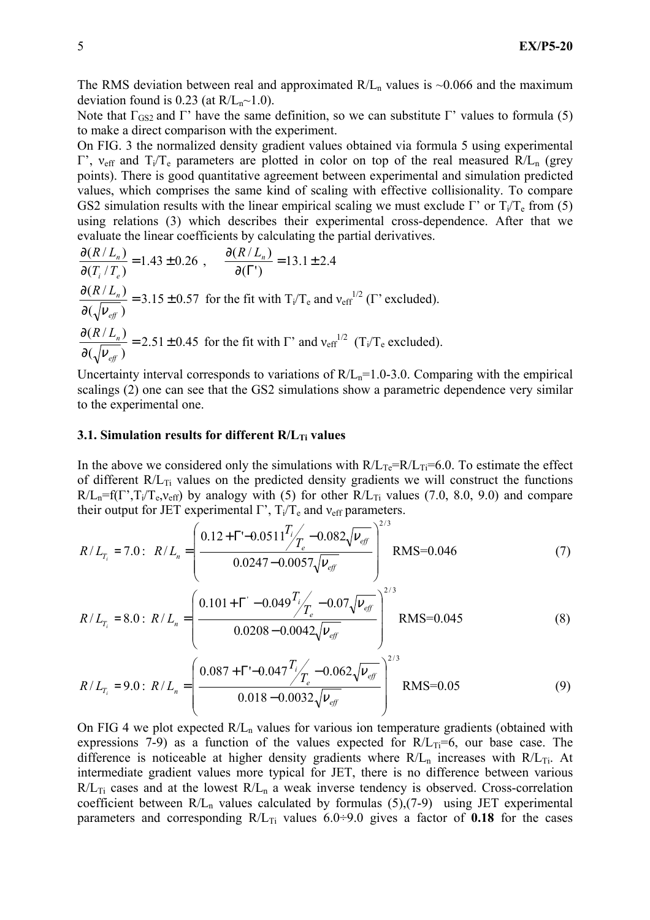The RMS deviation between real and approximated $R/L_n$ values is ~0.066 and the maximum deviation found is 0.23 (at $R/L_n$~1.0).

Note that $\Gamma_{GS2}$ and $\Gamma'$ have the same definition, so we can substitute $\Gamma'$ values to formula (5) to make a direct comparison with the experiment.

On FIG. 3 the normalized density gradient values obtained via formula 5 using experimental $\Gamma'$, $\nu_{eff}$ and $T_i/T_e$ parameters are plotted in color on top of the real measured $R/L_n$ (grey points). There is good quantitative agreement between experimental and simulation predicted values, which comprises the same kind of scaling with effective collisionality. To compare GS2 simulation results with the linear empirical scaling we must exclude $\Gamma'$ or $T_i/T_e$ from (5) using relations (3) which describes their experimental cross-dependence. After that we evaluate the linear coefficients by calculating the partial derivatives.

$$\frac{\partial(R/L_n)}{\partial(T_i/T_e)} = 1.43 \pm 0.26\ , \quad \frac{\partial(R/L_n)}{\partial(\Gamma')} = 13.1 \pm 2.4$$

$$\frac{\partial(R/L_n)}{\partial(\sqrt{\nu_{eff}})} = 3.15 \pm 0.57 \text{ for the fit with } T_i/T_e \text{ and } \nu_{eff}^{1/2} \ (\Gamma' \text{ excluded}).$$

$$\frac{\partial(R/L_n)}{\partial(\sqrt{\nu_{eff}})} = 2.51 \pm 0.45 \text{ for the fit with } \Gamma' \text{ and } \nu_{eff}^{1/2} \ (T_i/T_e \text{ excluded}).$$

Uncertainty interval corresponds to variations of $R/L_n$=1.0-3.0. Comparing with the empirical scalings (2) one can see that the GS2 simulations show a parametric dependence very similar to the experimental one.

### 3.1. Simulation results for different $R/L_{Ti}$ values

In the above we considered only the simulations with $R/L_{Te}=R/L_{Ti}$=6.0. To estimate the effect of different $R/L_{Ti}$ values on the predicted density gradients we will construct the functions $R/L_n=f(\Gamma',T_i/T_e,\nu_{eff})$ by analogy with (5) for other $R/L_{Ti}$ values (7.0, 8.0, 9.0) and compare their output for JET experimental $\Gamma'$, $T_i/T_e$ and $\nu_{eff}$ parameters.

$$R/L_{T_i} = 7.0:\ R/L_n = \left( \frac{0.12 + \Gamma' - 0.0511\, T_i/T_e - 0.082\sqrt{\nu_{eff}}}{0.0247 - 0.0057\sqrt{\nu_{eff}}} \right)^{2/3} \quad \text{RMS=0.046} \tag{7}$$

$$R/L_{T_i} = 8.0:\ R/L_n = \left( \frac{0.101 + \Gamma' - 0.049\, T_i/T_e - 0.07\sqrt{\nu_{eff}}}{0.0208 - 0.0042\sqrt{\nu_{eff}}} \right)^{2/3} \quad \text{RMS=0.045} \tag{8}$$

$$R/L_{T_i} = 9.0:\ R/L_n = \left( \frac{0.087 + \Gamma' - 0.047\, T_i/T_e - 0.062\sqrt{\nu_{eff}}}{0.018 - 0.0032\sqrt{\nu_{eff}}} \right)^{2/3} \quad \text{RMS=0.05} \tag{9}$$

On FIG 4 we plot expected $R/L_n$ values for various ion temperature gradients (obtained with expressions 7-9) as a function of the values expected for $R/L_{Ti}$=6, our base case. The difference is noticeable at higher density gradients where $R/L_n$ increases with $R/L_{Ti}$. At intermediate gradient values more typical for JET, there is no difference between various $R/L_{Ti}$ cases and at the lowest $R/L_n$ a weak inverse tendency is observed. Cross-correlation coefficient between $R/L_n$ values calculated by formulas (5),(7-9) using JET experimental parameters and corresponding $R/L_{Ti}$ values 6.0÷9.0 gives a factor of **0.18** for the cases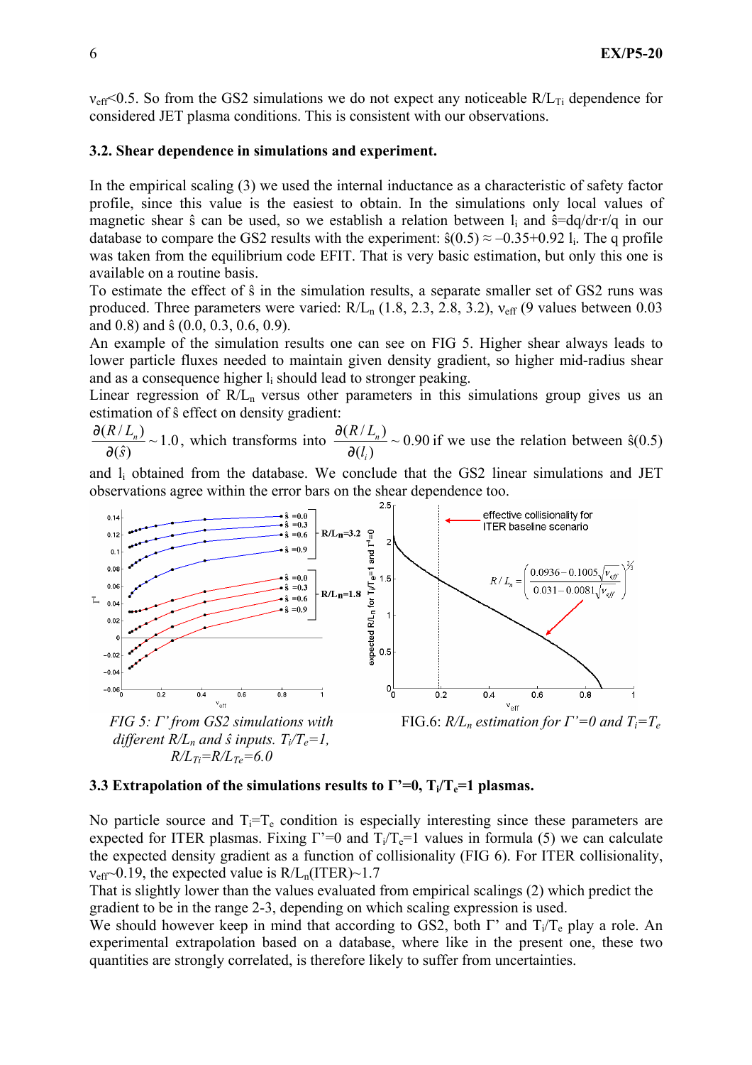$\nu_{eff}$<0.5. So from the GS2 simulations we do not expect any noticeable $R/L_{Ti}$ dependence for considered JET plasma conditions. This is consistent with our observations.

### 3.2. Shear dependence in simulations and experiment.

In the empirical scaling (3) we used the internal inductance as a characteristic of safety factor profile, since this value is the easiest to obtain. In the simulations only local values of magnetic shear $\hat{s}$ can be used, so we establish a relation between $l_i$ and $\hat{s}$=dq/dr·r/q in our database to compare the GS2 results with the experiment: $\hat{s}(0.5) \approx -0.35+0.92\, l_i$. The q profile was taken from the equilibrium code EFIT. That is very basic estimation, but only this one is available on a routine basis.

To estimate the effect of $\hat{s}$ in the simulation results, a separate smaller set of GS2 runs was produced. Three parameters were varied: $R/L_n$ (1.8, 2.3, 2.8, 3.2), $\nu_{eff}$ (9 values between 0.03 and 0.8) and $\hat{s}$ (0.0, 0.3, 0.6, 0.9).

An example of the simulation results one can see on FIG 5. Higher shear always leads to lower particle fluxes needed to maintain given density gradient, so higher mid-radius shear and as a consequence higher $l_i$ should lead to stronger peaking.

Linear regression of $R/L_n$ versus other parameters in this simulations group gives us an estimation of $\hat{s}$ effect on density gradient:

$\frac{\partial(R/L_n)}{\partial(\hat{s})} \sim 1.0$, which transforms into $\frac{\partial(R/L_n)}{\partial(l_i)} \sim 0.90$ if we use the relation between $\hat{s}(0.5)$ and $l_i$ obtained from the database. We conclude that the GS2 linear simulations and JET observations agree within the error bars on the shear dependence too.

*FIG 5: Γ' from GS2 simulations with different $R/L_n$ and $\hat{s}$ inputs. $T_i/T_e$=1, $R/L_{Ti}$=$R/L_{Te}$=6.0*

FIG.6: *$R/L_n$ estimation for Γ'=0 and $T_i$=$T_e$*

### 3.3 Extrapolation of the simulations results to Γ'=0, $T_i/T_e$=1 plasmas.

No particle source and $T_i$=$T_e$ condition is especially interesting since these parameters are expected for ITER plasmas. Fixing Γ'=0 and $T_i/T_e$=1 values in formula (5) we can calculate the expected density gradient as a function of collisionality (FIG 6). For ITER collisionality, $\nu_{eff}$~0.19, the expected value is $R/L_n$(ITER)~1.7

That is slightly lower than the values evaluated from empirical scalings (2) which predict the gradient to be in the range 2-3, depending on which scaling expression is used.

We should however keep in mind that according to GS2, both Γ' and $T_i/T_e$ play a role. An experimental extrapolation based on a database, where like in the present one, these two quantities are strongly correlated, is therefore likely to suffer from uncertainties.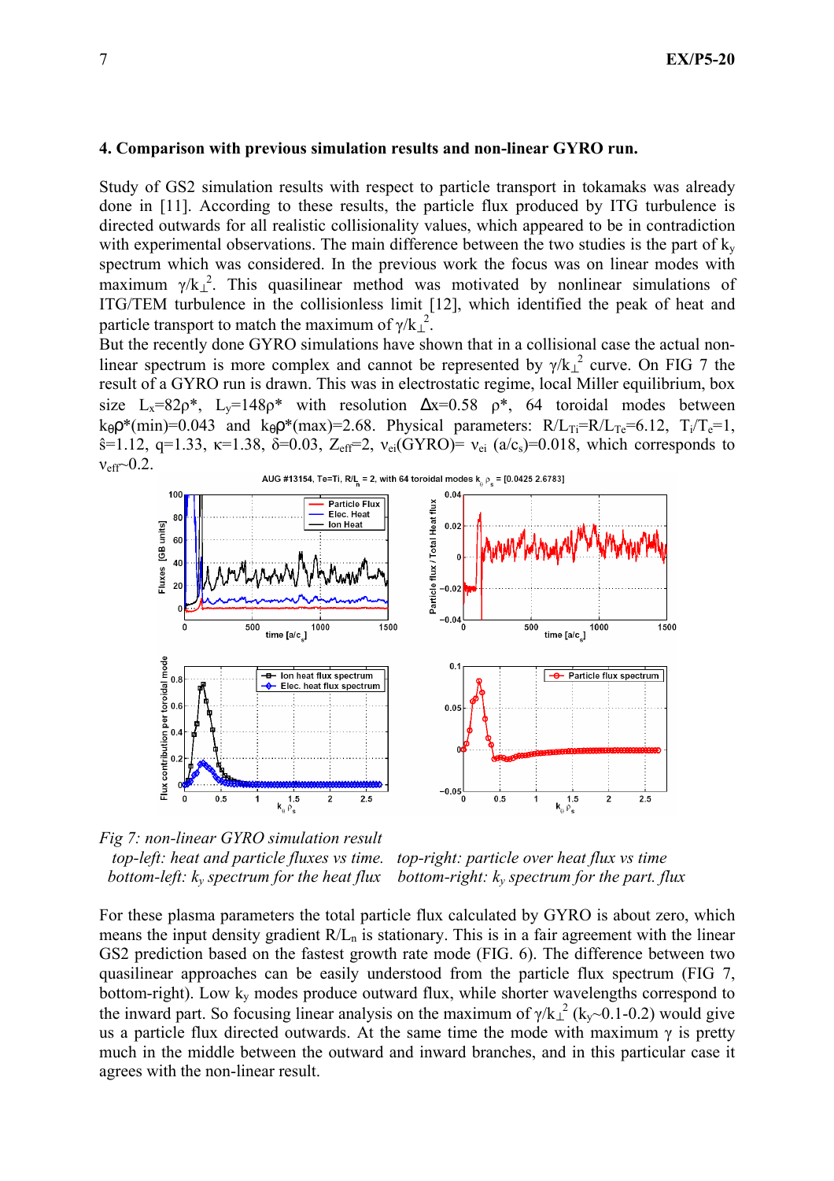## 4. Comparison with previous simulation results and non-linear GYRO run.

Study of GS2 simulation results with respect to particle transport in tokamaks was already done in [11]. According to these results, the particle flux produced by ITG turbulence is directed outwards for all realistic collisionality values, which appeared to be in contradiction with experimental observations. The main difference between the two studies is the part of $k_y$ spectrum which was considered. In the previous work the focus was on linear modes with maximum $\gamma/k_\perp^2$. This quasilinear method was motivated by nonlinear simulations of ITG/TEM turbulence in the collisionless limit [12], which identified the peak of heat and particle transport to match the maximum of $\gamma/k_\perp^2$.

But the recently done GYRO simulations have shown that in a collisional case the actual non-linear spectrum is more complex and cannot be represented by $\gamma/k_\perp^2$ curve. On FIG 7 the result of a GYRO run is drawn. This was in electrostatic regime, local Miller equilibrium, box size $L_x=82\rho^*$, $L_y=148\rho^*$ with resolution $\Delta x=0.58\ \rho^*$, 64 toroidal modes between $k_\theta\rho^*(\text{min})=0.043$ and $k_\theta\rho^*(\text{max})=2.68$. Physical parameters: $R/L_{Ti}=R/L_{Te}=6.12$, $T_i/T_e=1$, $\hat{s}=1.12$, $q=1.33$, $\kappa=1.38$, $\delta=0.03$, $Z_{eff}=2$, $\nu_{ei}(\text{GYRO})=\nu_{ei}\ (a/c_s)=0.018$, which corresponds to $\nu_{eff}\sim0.2$.

*Fig 7: non-linear GYRO simulation result*
*top-left: heat and particle fluxes vs time. top-right: particle over heat flux vs time*
*bottom-left: $k_y$ spectrum for the heat flux bottom-right: $k_y$ spectrum for the part. flux*

For these plasma parameters the total particle flux calculated by GYRO is about zero, which means the input density gradient $R/L_n$ is stationary. This is in a fair agreement with the linear GS2 prediction based on the fastest growth rate mode (FIG. 6). The difference between two quasilinear approaches can be easily understood from the particle flux spectrum (FIG 7, bottom-right). Low $k_y$ modes produce outward flux, while shorter wavelengths correspond to the inward part. So focusing linear analysis on the maximum of $\gamma/k_\perp^2$ ($k_y\sim0.1$-$0.2$) would give us a particle flux directed outwards. At the same time the mode with maximum $\gamma$ is pretty much in the middle between the outward and inward branches, and in this particular case it agrees with the non-linear result.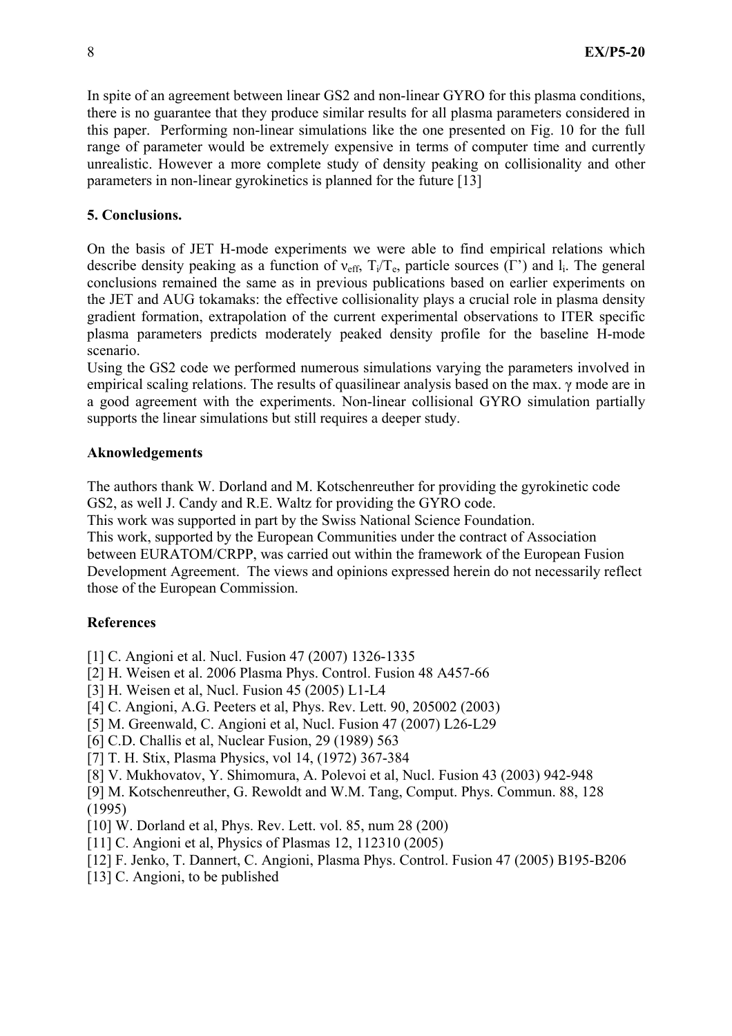In spite of an agreement between linear GS2 and non-linear GYRO for this plasma conditions, there is no guarantee that they produce similar results for all plasma parameters considered in this paper. Performing non-linear simulations like the one presented on Fig. 10 for the full range of parameter would be extremely expensive in terms of computer time and currently unrealistic. However a more complete study of density peaking on collisionality and other parameters in non-linear gyrokinetics is planned for the future [13]

### 5. Conclusions.

On the basis of JET H-mode experiments we were able to find empirical relations which describe density peaking as a function of $\nu_{eff}$, $T_i/T_e$, particle sources ($\Gamma$') and $l_i$. The general conclusions remained the same as in previous publications based on earlier experiments on the JET and AUG tokamaks: the effective collisionality plays a crucial role in plasma density gradient formation, extrapolation of the current experimental observations to ITER specific plasma parameters predicts moderately peaked density profile for the baseline H-mode scenario.

Using the GS2 code we performed numerous simulations varying the parameters involved in empirical scaling relations. The results of quasilinear analysis based on the max. $\gamma$ mode are in a good agreement with the experiments. Non-linear collisional GYRO simulation partially supports the linear simulations but still requires a deeper study.

### Aknowledgements

The authors thank W. Dorland and M. Kotschenreuther for providing the gyrokinetic code GS2, as well J. Candy and R.E. Waltz for providing the GYRO code.

This work was supported in part by the Swiss National Science Foundation.

This work, supported by the European Communities under the contract of Association between EURATOM/CRPP, was carried out within the framework of the European Fusion Development Agreement. The views and opinions expressed herein do not necessarily reflect those of the European Commission.

### References

[1] C. Angioni et al. Nucl. Fusion 47 (2007) 1326-1335
[2] H. Weisen et al. 2006 Plasma Phys. Control. Fusion 48 A457-66
[3] H. Weisen et al, Nucl. Fusion 45 (2005) L1-L4
[4] C. Angioni, A.G. Peeters et al, Phys. Rev. Lett. 90, 205002 (2003)
[5] M. Greenwald, C. Angioni et al, Nucl. Fusion 47 (2007) L26-L29
[6] C.D. Challis et al, Nuclear Fusion, 29 (1989) 563
[7] T. H. Stix, Plasma Physics, vol 14, (1972) 367-384
[8] V. Mukhovatov, Y. Shimomura, A. Polevoi et al, Nucl. Fusion 43 (2003) 942-948
[9] M. Kotschenreuther, G. Rewoldt and W.M. Tang, Comput. Phys. Commun. 88, 128 (1995)
[10] W. Dorland et al, Phys. Rev. Lett. vol. 85, num 28 (200)
[11] C. Angioni et al, Physics of Plasmas 12, 112310 (2005)
[12] F. Jenko, T. Dannert, C. Angioni, Plasma Phys. Control. Fusion 47 (2005) B195-B206
[13] C. Angioni, to be published